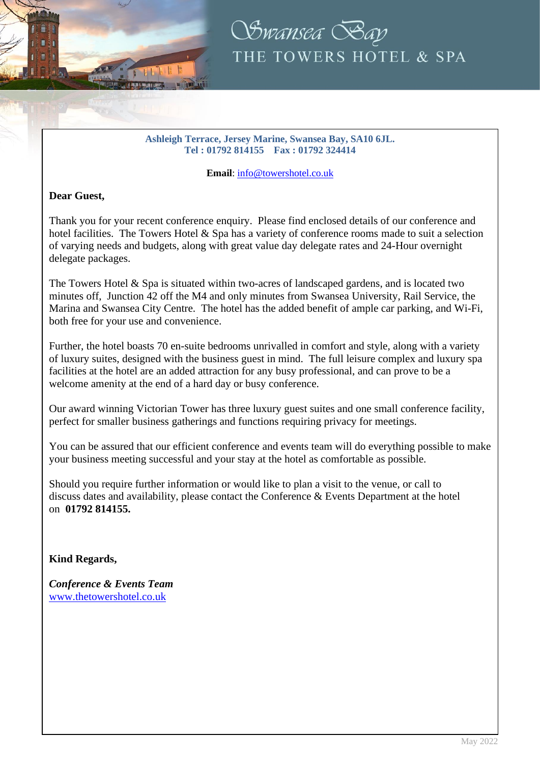# Swansea Bay
## THE TOWERS HOTEL & SPA

**Ashleigh Terrace, Jersey Marine, Swansea Bay, SA10 6JL.**
**Tel : 01792 814155 Fax : 01792 324414**

**Email**: info@towershotel.co.uk

**Dear Guest,**

Thank you for your recent conference enquiry. Please find enclosed details of our conference and hotel facilities. The Towers Hotel & Spa has a variety of conference rooms made to suit a selection of varying needs and budgets, along with great value day delegate rates and 24-Hour overnight delegate packages.

The Towers Hotel & Spa is situated within two-acres of landscaped gardens, and is located two minutes off, Junction 42 off the M4 and only minutes from Swansea University, Rail Service, the Marina and Swansea City Centre. The hotel has the added benefit of ample car parking, and Wi-Fi, both free for your use and convenience.

Further, the hotel boasts 70 en-suite bedrooms unrivalled in comfort and style, along with a variety of luxury suites, designed with the business guest in mind. The full leisure complex and luxury spa facilities at the hotel are an added attraction for any busy professional, and can prove to be a welcome amenity at the end of a hard day or busy conference.

Our award winning Victorian Tower has three luxury guest suites and one small conference facility, perfect for smaller business gatherings and functions requiring privacy for meetings.

You can be assured that our efficient conference and events team will do everything possible to make your business meeting successful and your stay at the hotel as comfortable as possible.

Should you require further information or would like to plan a visit to the venue, or call to discuss dates and availability, please contact the Conference & Events Department at the hotel on **01792 814155.**

**Kind Regards,**

***Conference & Events Team***
www.thetowershotel.co.uk

May 2022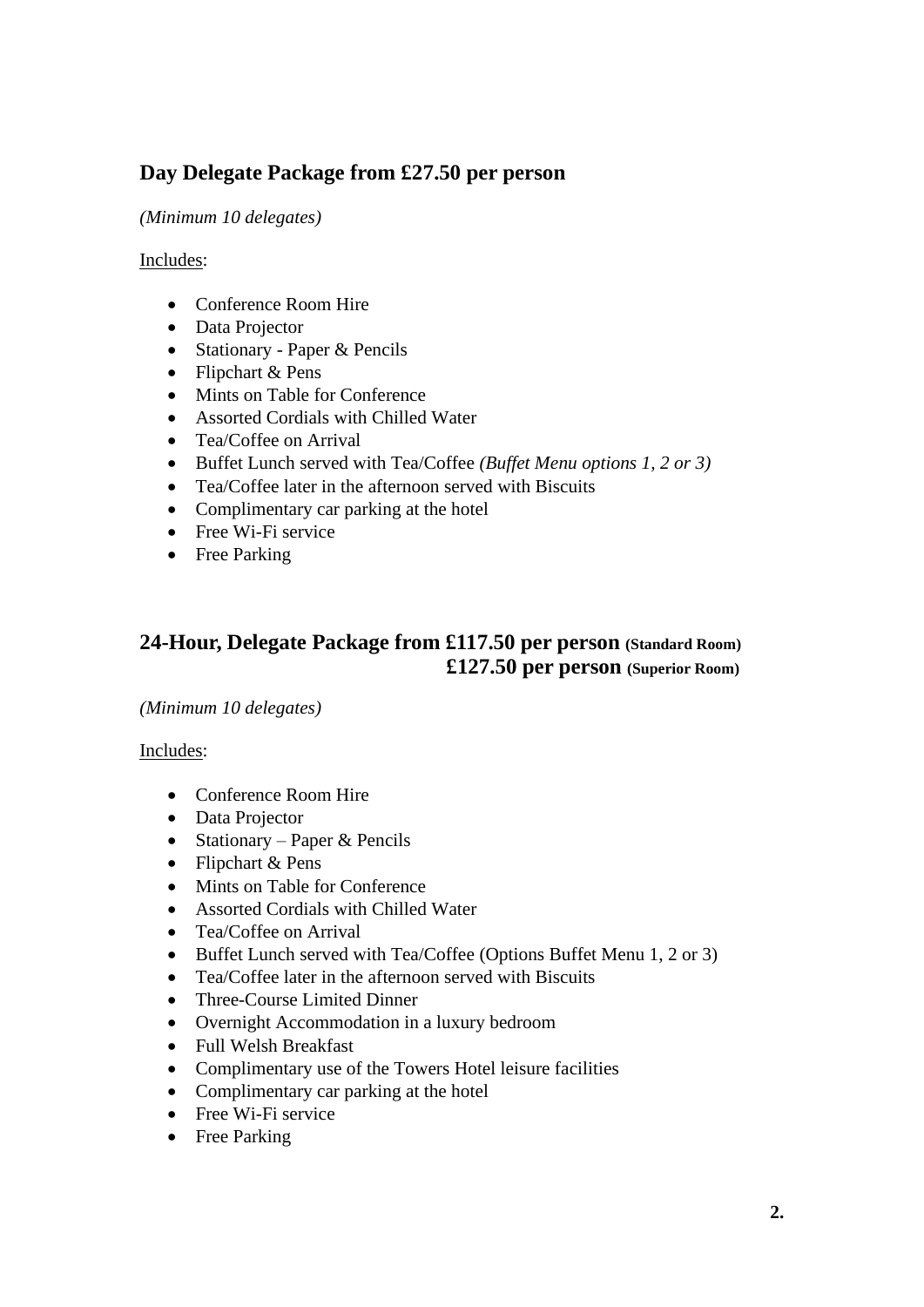## Day Delegate Package from £27.50 per person

*(Minimum 10 delegates)*

Includes:

- Conference Room Hire
- Data Projector
- Stationary - Paper & Pencils
- Flipchart & Pens
- Mints on Table for Conference
- Assorted Cordials with Chilled Water
- Tea/Coffee on Arrival
- Buffet Lunch served with Tea/Coffee *(Buffet Menu options 1, 2 or 3)*
- Tea/Coffee later in the afternoon served with Biscuits
- Complimentary car parking at the hotel
- Free Wi-Fi service
- Free Parking

## 24-Hour, Delegate Package from £117.50 per person (Standard Room)
## £127.50 per person (Superior Room)

*(Minimum 10 delegates)*

Includes:

- Conference Room Hire
- Data Projector
- Stationary – Paper & Pencils
- Flipchart & Pens
- Mints on Table for Conference
- Assorted Cordials with Chilled Water
- Tea/Coffee on Arrival
- Buffet Lunch served with Tea/Coffee (Options Buffet Menu 1, 2 or 3)
- Tea/Coffee later in the afternoon served with Biscuits
- Three-Course Limited Dinner
- Overnight Accommodation in a luxury bedroom
- Full Welsh Breakfast
- Complimentary use of the Towers Hotel leisure facilities
- Complimentary car parking at the hotel
- Free Wi-Fi service
- Free Parking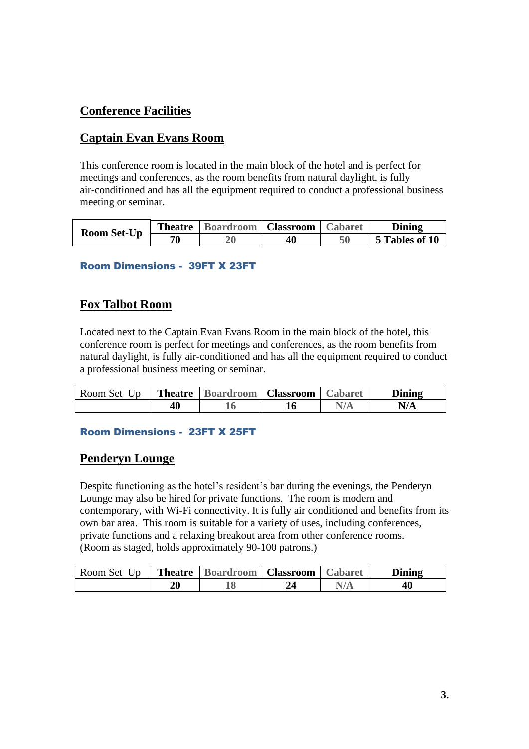## Conference Facilities

## Captain Evan Evans Room

This conference room is located in the main block of the hotel and is perfect for meetings and conferences, as the room benefits from natural daylight, is fully air-conditioned and has all the equipment required to conduct a professional business meeting or seminar.

| Room Set-Up | Theatre | Boardroom | Classroom | Cabaret | Dining |
|---|---|---|---|---|---|
| | 70 | 20 | 40 | 50 | 5 Tables of 10 |

**Room Dimensions - 39FT X 23FT**

## Fox Talbot Room

Located next to the Captain Evan Evans Room in the main block of the hotel, this conference room is perfect for meetings and conferences, as the room benefits from natural daylight, is fully air-conditioned and has all the equipment required to conduct a professional business meeting or seminar.

| Room Set Up | Theatre | Boardroom | Classroom | Cabaret | Dining |
|---|---|---|---|---|---|
| | 40 | 16 | 16 | N/A | N/A |

**Room Dimensions - 23FT X 25FT**

## Penderyn Lounge

Despite functioning as the hotel's resident's bar during the evenings, the Penderyn Lounge may also be hired for private functions. The room is modern and contemporary, with Wi-Fi connectivity. It is fully air conditioned and benefits from its own bar area. This room is suitable for a variety of uses, including conferences, private functions and a relaxing breakout area from other conference rooms. (Room as staged, holds approximately 90-100 patrons.)

| Room Set Up | Theatre | Boardroom | Classroom | Cabaret | Dining |
|---|---|---|---|---|---|
| | 20 | 18 | 24 | N/A | 40 |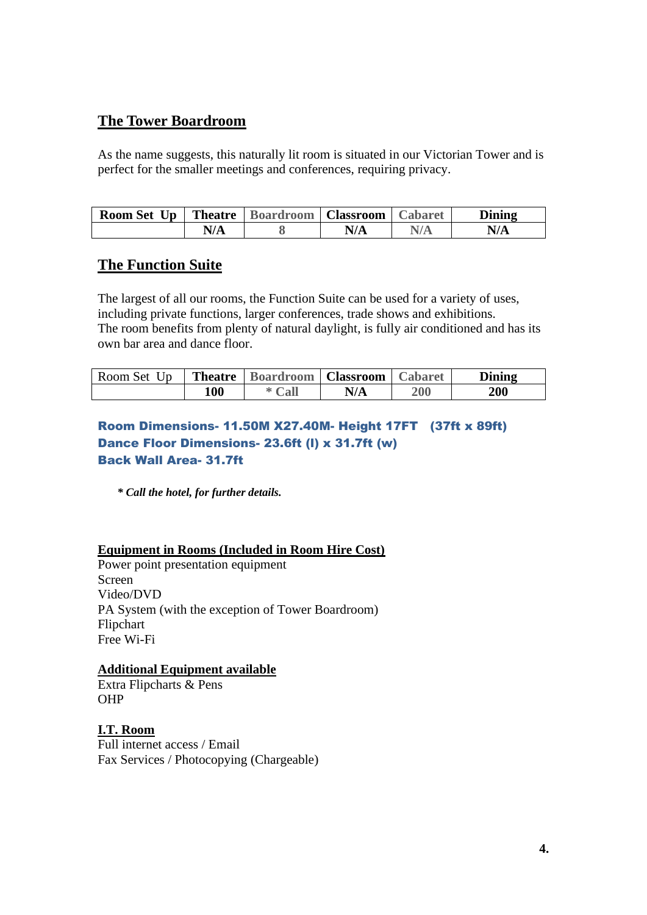## The Tower Boardroom

As the name suggests, this naturally lit room is situated in our Victorian Tower and is perfect for the smaller meetings and conferences, requiring privacy.

| Room Set Up | Theatre | Boardroom | Classroom | Cabaret | Dining |
|---|---|---|---|---|---|
| | N/A | 8 | N/A | N/A | N/A |

## The Function Suite

The largest of all our rooms, the Function Suite can be used for a variety of uses, including private functions, larger conferences, trade shows and exhibitions.
The room benefits from plenty of natural daylight, is fully air conditioned and has its own bar area and dance floor.

| Room Set Up | Theatre | Boardroom | Classroom | Cabaret | Dining |
|---|---|---|---|---|---|
| | 100 | * Call | N/A | 200 | 200 |

**Room Dimensions- 11.50M X27.40M- Height 17FT (37ft x 89ft)**
**Dance Floor Dimensions- 23.6ft (l) x 31.7ft (w)**
**Back Wall Area- 31.7ft**

***\* Call the hotel, for further details.***

**Equipment in Rooms (Included in Room Hire Cost)**
Power point presentation equipment
Screen
Video/DVD
PA System (with the exception of Tower Boardroom)
Flipchart
Free Wi-Fi

**Additional Equipment available**
Extra Flipcharts & Pens
OHP

**I.T. Room**
Full internet access / Email
Fax Services / Photocopying (Chargeable)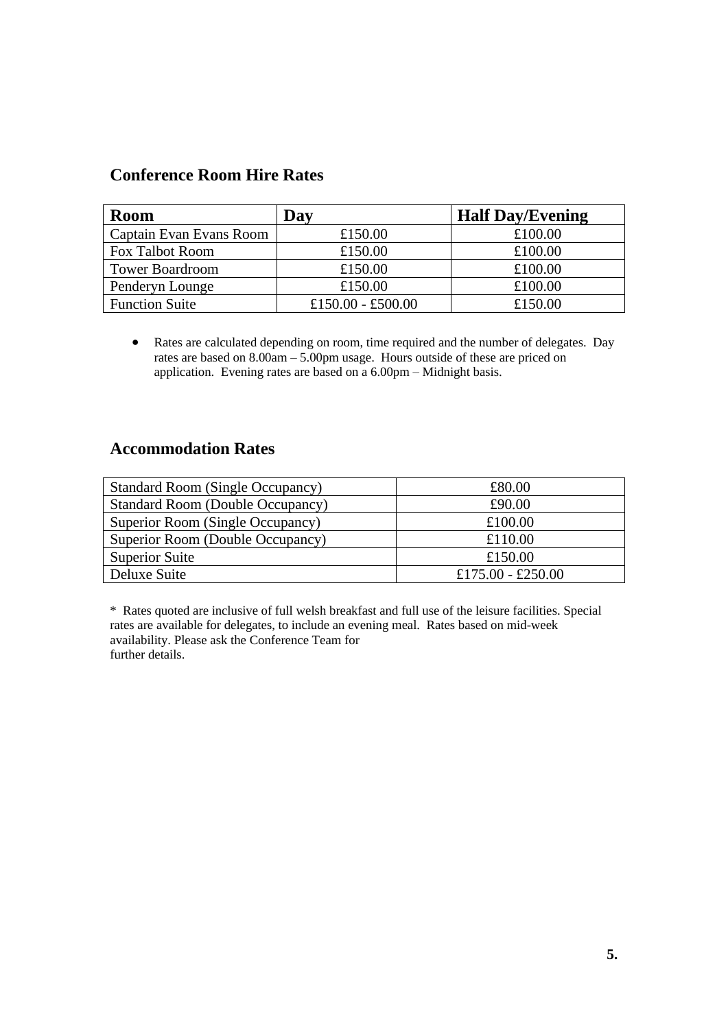## Conference Room Hire Rates

| Room | Day | Half Day/Evening |
|---|---|---|
| Captain Evan Evans Room | £150.00 | £100.00 |
| Fox Talbot Room | £150.00 | £100.00 |
| Tower Boardroom | £150.00 | £100.00 |
| Penderyn Lounge | £150.00 | £100.00 |
| Function Suite | £150.00 - £500.00 | £150.00 |

- Rates are calculated depending on room, time required and the number of delegates. Day rates are based on 8.00am – 5.00pm usage. Hours outside of these are priced on application. Evening rates are based on a 6.00pm – Midnight basis.

## Accommodation Rates

| | |
|---|---|
| Standard Room (Single Occupancy) | £80.00 |
| Standard Room (Double Occupancy) | £90.00 |
| Superior Room (Single Occupancy) | £100.00 |
| Superior Room (Double Occupancy) | £110.00 |
| Superior Suite | £150.00 |
| Deluxe Suite | £175.00 - £250.00 |

* Rates quoted are inclusive of full welsh breakfast and full use of the leisure facilities. Special rates are available for delegates, to include an evening meal. Rates based on mid-week availability. Please ask the Conference Team for further details.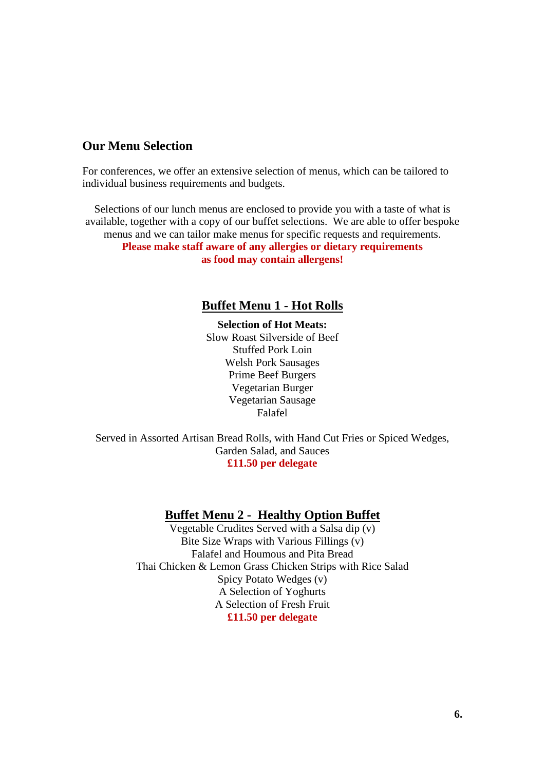## Our Menu Selection

For conferences, we offer an extensive selection of menus, which can be tailored to individual business requirements and budgets.

Selections of our lunch menus are enclosed to provide you with a taste of what is available, together with a copy of our buffet selections. We are able to offer bespoke menus and we can tailor make menus for specific requests and requirements.

**Please make staff aware of any allergies or dietary requirements as food may contain allergens!**

### Buffet Menu 1 - Hot Rolls

**Selection of Hot Meats:**

Slow Roast Silverside of Beef
Stuffed Pork Loin
Welsh Pork Sausages
Prime Beef Burgers
Vegetarian Burger
Vegetarian Sausage
Falafel

Served in Assorted Artisan Bread Rolls, with Hand Cut Fries or Spiced Wedges, Garden Salad, and Sauces

**£11.50 per delegate**

### Buffet Menu 2 - Healthy Option Buffet

Vegetable Crudites Served with a Salsa dip (v)
Bite Size Wraps with Various Fillings (v)
Falafel and Houmous and Pita Bread
Thai Chicken & Lemon Grass Chicken Strips with Rice Salad
Spicy Potato Wedges (v)
A Selection of Yoghurts
A Selection of Fresh Fruit

**£11.50 per delegate**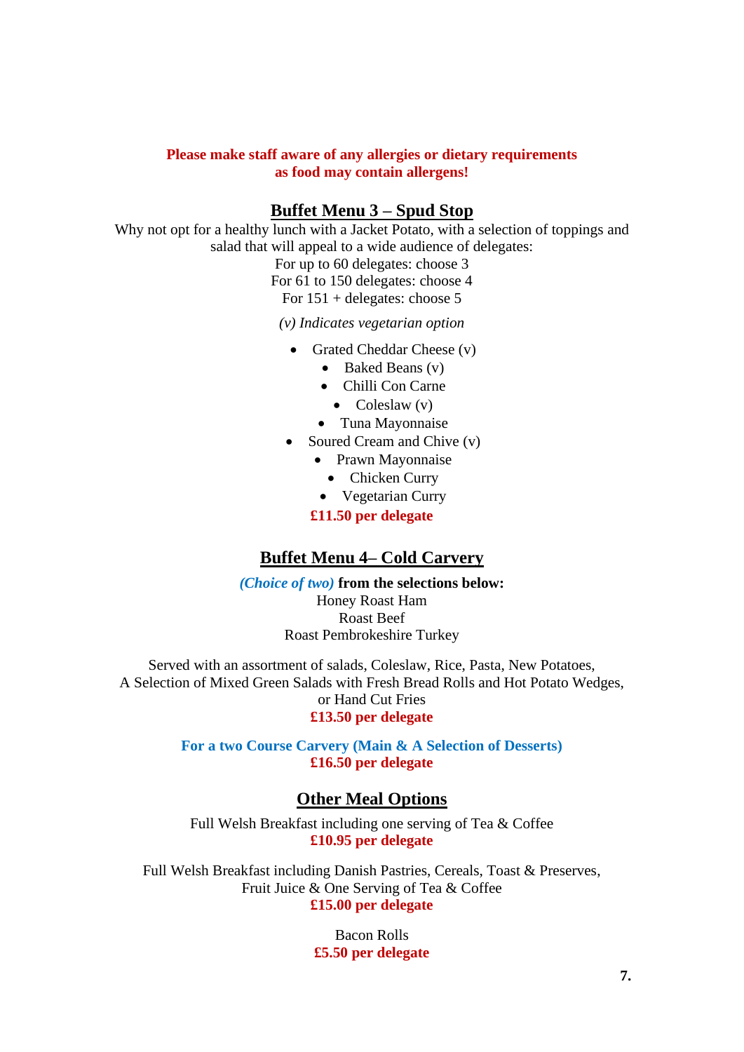**Please make staff aware of any allergies or dietary requirements as food may contain allergens!**

## Buffet Menu 3 – Spud Stop

Why not opt for a healthy lunch with a Jacket Potato, with a selection of toppings and salad that will appeal to a wide audience of delegates:

For up to 60 delegates: choose 3
For 61 to 150 delegates: choose 4
For 151 + delegates: choose 5

*(v) Indicates vegetarian option*

- Grated Cheddar Cheese (v)
- Baked Beans (v)
- Chilli Con Carne
- Coleslaw (v)
- Tuna Mayonnaise
- Soured Cream and Chive (v)
- Prawn Mayonnaise
- Chicken Curry
- Vegetarian Curry

**£11.50 per delegate**

## Buffet Menu 4– Cold Carvery

***(Choice of two)*** **from the selections below:**

Honey Roast Ham
Roast Beef
Roast Pembrokeshire Turkey

Served with an assortment of salads, Coleslaw, Rice, Pasta, New Potatoes,
A Selection of Mixed Green Salads with Fresh Bread Rolls and Hot Potato Wedges, or Hand Cut Fries

**£13.50 per delegate**

**For a two Course Carvery (Main & A Selection of Desserts)**
**£16.50 per delegate**

## Other Meal Options

Full Welsh Breakfast including one serving of Tea & Coffee
**£10.95 per delegate**

Full Welsh Breakfast including Danish Pastries, Cereals, Toast & Preserves, Fruit Juice & One Serving of Tea & Coffee
**£15.00 per delegate**

Bacon Rolls
**£5.50 per delegate**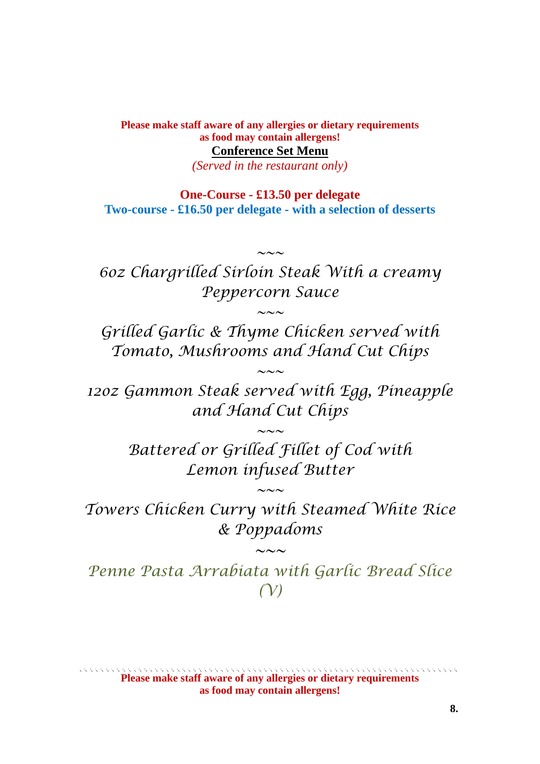**Please make staff aware of any allergies or dietary requirements as food may contain allergens!**

## Conference Set Menu

*(Served in the restaurant only)*

**One-Course - £13.50 per delegate**

**Two-course - £16.50 per delegate - with a selection of desserts**

~~~

*6oz Chargrilled Sirloin Steak With a creamy Peppercorn Sauce*

~~~

*Grilled Garlic & Thyme Chicken served with Tomato, Mushrooms and Hand Cut Chips*

~~~

*12oz Gammon Steak served with Egg, Pineapple and Hand Cut Chips*

~~~

*Battered or Grilled Fillet of Cod with Lemon infused Butter*

~~~

*Towers Chicken Curry with Steamed White Rice & Poppadoms*

~~~

*Penne Pasta Arrabiata with Garlic Bread Slice (V)*

**Please make staff aware of any allergies or dietary requirements as food may contain allergens!**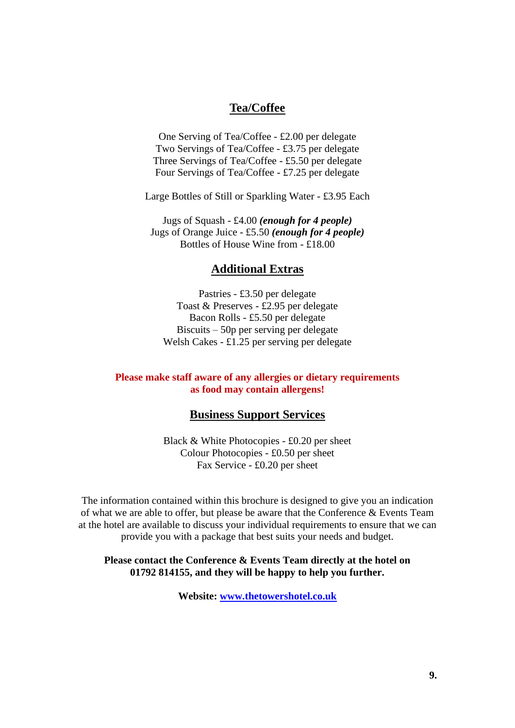## Tea/Coffee

One Serving of Tea/Coffee - £2.00 per delegate
Two Servings of Tea/Coffee - £3.75 per delegate
Three Servings of Tea/Coffee - £5.50 per delegate
Four Servings of Tea/Coffee - £7.25 per delegate

Large Bottles of Still or Sparkling Water - £3.95 Each

Jugs of Squash - £4.00 ***(enough for 4 people)***
Jugs of Orange Juice - £5.50 ***(enough for 4 people)***
Bottles of House Wine from - £18.00

## Additional Extras

Pastries - £3.50 per delegate
Toast & Preserves - £2.95 per delegate
Bacon Rolls - £5.50 per delegate
Biscuits – 50p per serving per delegate
Welsh Cakes - £1.25 per serving per delegate

**Please make staff aware of any allergies or dietary requirements as food may contain allergens!**

## Business Support Services

Black & White Photocopies - £0.20 per sheet
Colour Photocopies - £0.50 per sheet
Fax Service - £0.20 per sheet

The information contained within this brochure is designed to give you an indication of what we are able to offer, but please be aware that the Conference & Events Team at the hotel are available to discuss your individual requirements to ensure that we can provide you with a package that best suits your needs and budget.

**Please contact the Conference & Events Team directly at the hotel on 01792 814155, and they will be happy to help you further.**

**Website: [www.thetowershotel.co.uk](http://www.thetowershotel.co.uk)**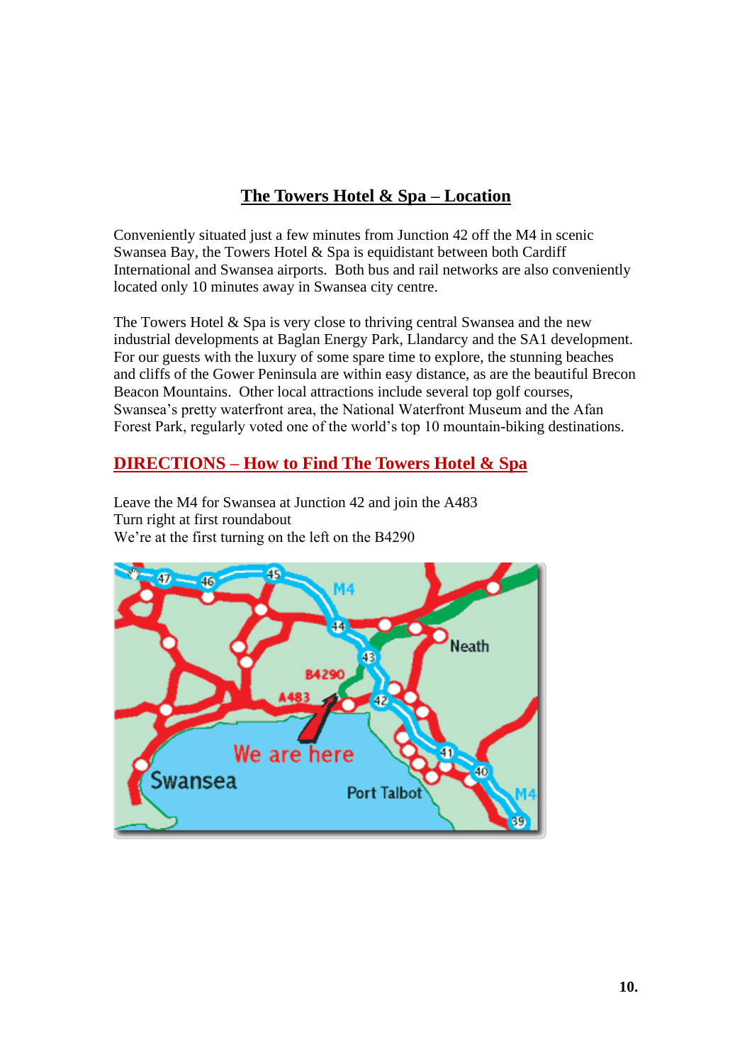# The Towers Hotel & Spa – Location

Conveniently situated just a few minutes from Junction 42 off the M4 in scenic Swansea Bay, the Towers Hotel & Spa is equidistant between both Cardiff International and Swansea airports. Both bus and rail networks are also conveniently located only 10 minutes away in Swansea city centre.

The Towers Hotel & Spa is very close to thriving central Swansea and the new industrial developments at Baglan Energy Park, Llandarcy and the SA1 development. For our guests with the luxury of some spare time to explore, the stunning beaches and cliffs of the Gower Peninsula are within easy distance, as are the beautiful Brecon Beacon Mountains. Other local attractions include several top golf courses, Swansea's pretty waterfront area, the National Waterfront Museum and the Afan Forest Park, regularly voted one of the world's top 10 mountain-biking destinations.

## DIRECTIONS – How to Find The Towers Hotel & Spa

Leave the M4 for Swansea at Junction 42 and join the A483
Turn right at first roundabout
We're at the first turning on the left on the B4290

47
46
45
M4
44
43
Neath
B4290
A483
42
We are here
41
40
Swansea
Port Talbot
M4
39